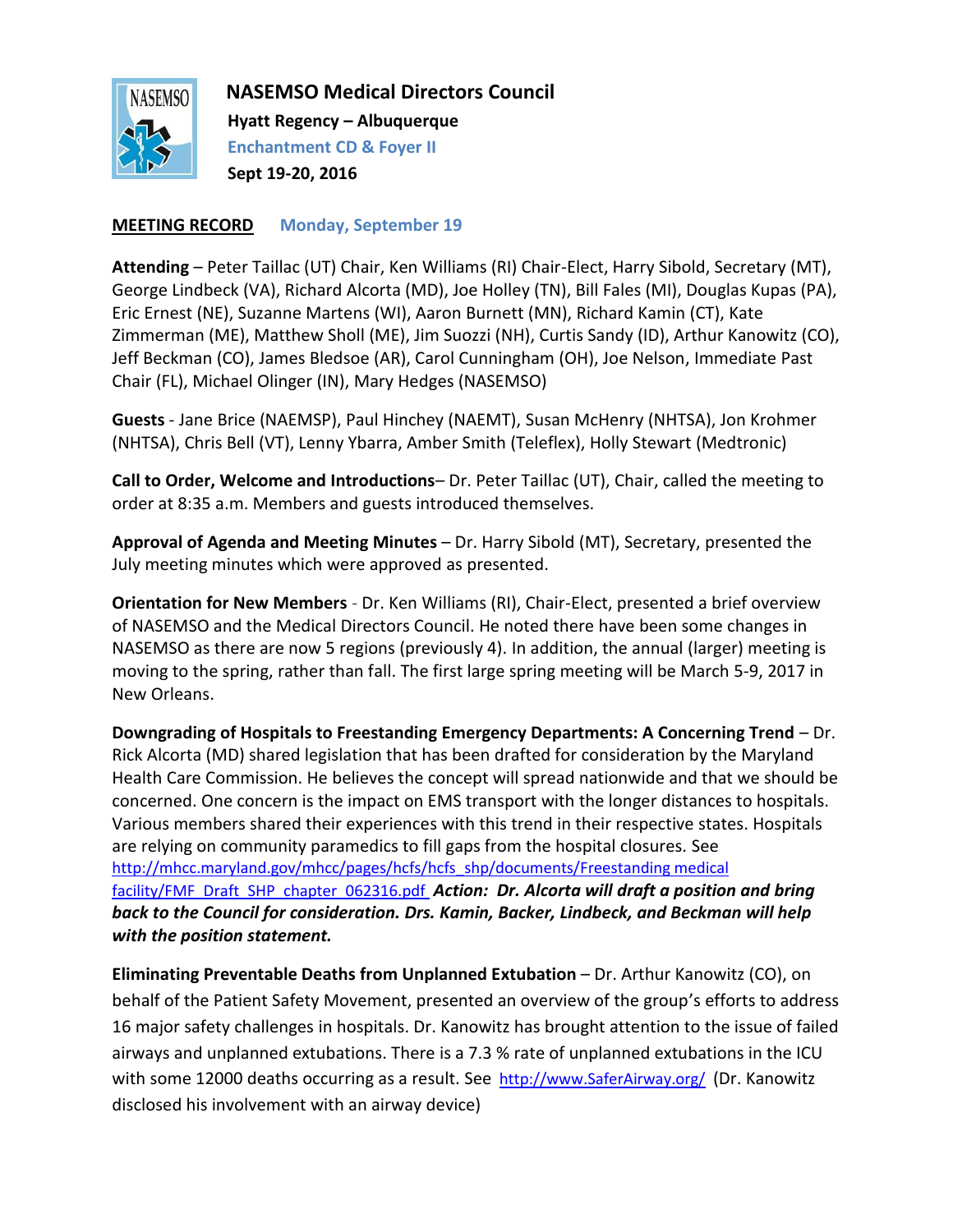# NASEMSO Medical Directors Council

**Hyatt Regency – Albuquerque**

**Enchantment CD & Foyer II**

**Sept 19-20, 2016**

**MEETING RECORD** **Monday, September 19**

**Attending** – Peter Taillac (UT) Chair, Ken Williams (RI) Chair-Elect, Harry Sibold, Secretary (MT), George Lindbeck (VA), Richard Alcorta (MD), Joe Holley (TN), Bill Fales (MI), Douglas Kupas (PA), Eric Ernest (NE), Suzanne Martens (WI), Aaron Burnett (MN), Richard Kamin (CT), Kate Zimmerman (ME), Matthew Sholl (ME), Jim Suozzi (NH), Curtis Sandy (ID), Arthur Kanowitz (CO), Jeff Beckman (CO), James Bledsoe (AR), Carol Cunningham (OH), Joe Nelson, Immediate Past Chair (FL), Michael Olinger (IN), Mary Hedges (NASEMSO)

**Guests** - Jane Brice (NAEMSP), Paul Hinchey (NAEMT), Susan McHenry (NHTSA), Jon Krohmer (NHTSA), Chris Bell (VT), Lenny Ybarra, Amber Smith (Teleflex), Holly Stewart (Medtronic)

**Call to Order, Welcome and Introductions**– Dr. Peter Taillac (UT), Chair, called the meeting to order at 8:35 a.m. Members and guests introduced themselves.

**Approval of Agenda and Meeting Minutes** – Dr. Harry Sibold (MT), Secretary, presented the July meeting minutes which were approved as presented.

**Orientation for New Members** - Dr. Ken Williams (RI), Chair-Elect, presented a brief overview of NASEMSO and the Medical Directors Council. He noted there have been some changes in NASEMSO as there are now 5 regions (previously 4). In addition, the annual (larger) meeting is moving to the spring, rather than fall. The first large spring meeting will be March 5-9, 2017 in New Orleans.

**Downgrading of Hospitals to Freestanding Emergency Departments: A Concerning Trend** – Dr. Rick Alcorta (MD) shared legislation that has been drafted for consideration by the Maryland Health Care Commission. He believes the concept will spread nationwide and that we should be concerned. One concern is the impact on EMS transport with the longer distances to hospitals. Various members shared their experiences with this trend in their respective states. Hospitals are relying on community paramedics to fill gaps from the hospital closures. See http://mhcc.maryland.gov/mhcc/pages/hcfs/hcfs_shp/documents/Freestanding medical facility/FMF_Draft_SHP_chapter_062316.pdf ***Action: Dr. Alcorta will draft a position and bring back to the Council for consideration. Drs. Kamin, Backer, Lindbeck, and Beckman will help with the position statement.***

**Eliminating Preventable Deaths from Unplanned Extubation** – Dr. Arthur Kanowitz (CO), on behalf of the Patient Safety Movement, presented an overview of the group's efforts to address 16 major safety challenges in hospitals. Dr. Kanowitz has brought attention to the issue of failed airways and unplanned extubations. There is a 7.3 % rate of unplanned extubations in the ICU with some 12000 deaths occurring as a result. See http://www.SaferAirway.org/ (Dr. Kanowitz disclosed his involvement with an airway device)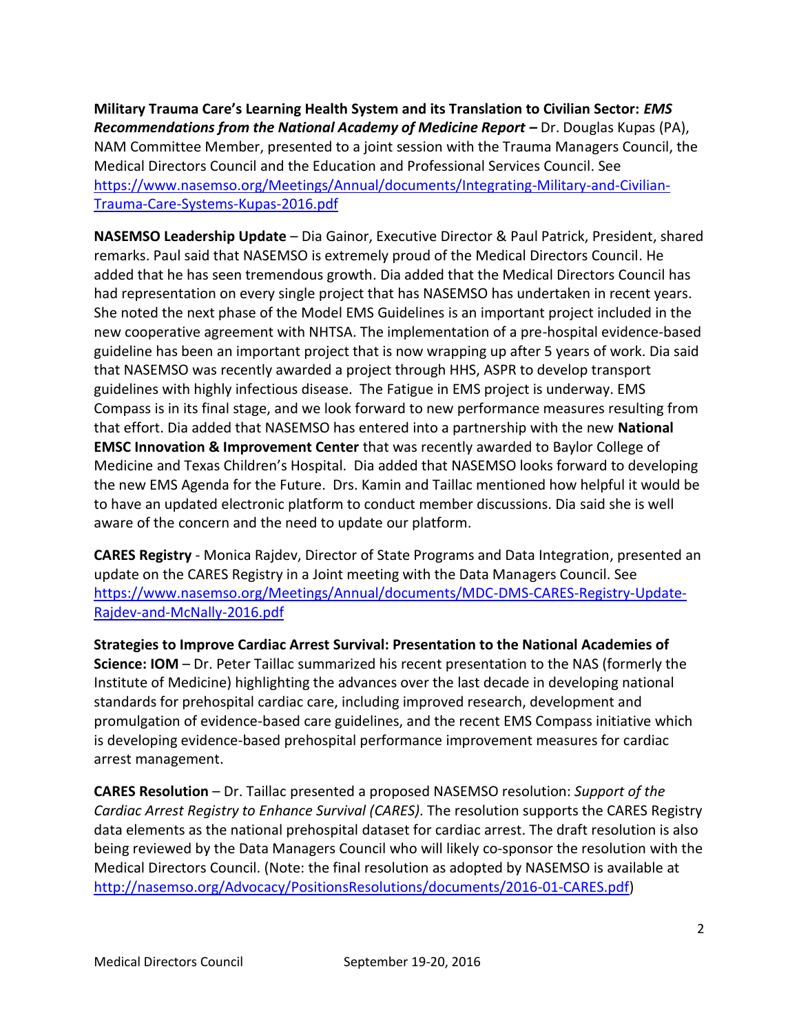**Military Trauma Care's Learning Health System and its Translation to Civilian Sector: *EMS Recommendations from the National Academy of Medicine Report* –** Dr. Douglas Kupas (PA), NAM Committee Member, presented to a joint session with the Trauma Managers Council, the Medical Directors Council and the Education and Professional Services Council. See https://www.nasemso.org/Meetings/Annual/documents/Integrating-Military-and-Civilian-Trauma-Care-Systems-Kupas-2016.pdf

**NASEMSO Leadership Update** – Dia Gainor, Executive Director & Paul Patrick, President, shared remarks. Paul said that NASEMSO is extremely proud of the Medical Directors Council. He added that he has seen tremendous growth. Dia added that the Medical Directors Council has had representation on every single project that has NASEMSO has undertaken in recent years. She noted the next phase of the Model EMS Guidelines is an important project included in the new cooperative agreement with NHTSA. The implementation of a pre-hospital evidence-based guideline has been an important project that is now wrapping up after 5 years of work. Dia said that NASEMSO was recently awarded a project through HHS, ASPR to develop transport guidelines with highly infectious disease. The Fatigue in EMS project is underway. EMS Compass is in its final stage, and we look forward to new performance measures resulting from that effort. Dia added that NASEMSO has entered into a partnership with the new **National EMSC Innovation & Improvement Center** that was recently awarded to Baylor College of Medicine and Texas Children's Hospital. Dia added that NASEMSO looks forward to developing the new EMS Agenda for the Future. Drs. Kamin and Taillac mentioned how helpful it would be to have an updated electronic platform to conduct member discussions. Dia said she is well aware of the concern and the need to update our platform.

**CARES Registry** - Monica Rajdev, Director of State Programs and Data Integration, presented an update on the CARES Registry in a Joint meeting with the Data Managers Council. See https://www.nasemso.org/Meetings/Annual/documents/MDC-DMS-CARES-Registry-Update-Rajdev-and-McNally-2016.pdf

**Strategies to Improve Cardiac Arrest Survival: Presentation to the National Academies of Science: IOM** – Dr. Peter Taillac summarized his recent presentation to the NAS (formerly the Institute of Medicine) highlighting the advances over the last decade in developing national standards for prehospital cardiac care, including improved research, development and promulgation of evidence-based care guidelines, and the recent EMS Compass initiative which is developing evidence-based prehospital performance improvement measures for cardiac arrest management.

**CARES Resolution** – Dr. Taillac presented a proposed NASEMSO resolution: *Support of the Cardiac Arrest Registry to Enhance Survival (CARES)*. The resolution supports the CARES Registry data elements as the national prehospital dataset for cardiac arrest. The draft resolution is also being reviewed by the Data Managers Council who will likely co-sponsor the resolution with the Medical Directors Council. (Note: the final resolution as adopted by NASEMSO is available at http://nasemso.org/Advocacy/PositionsResolutions/documents/2016-01-CARES.pdf)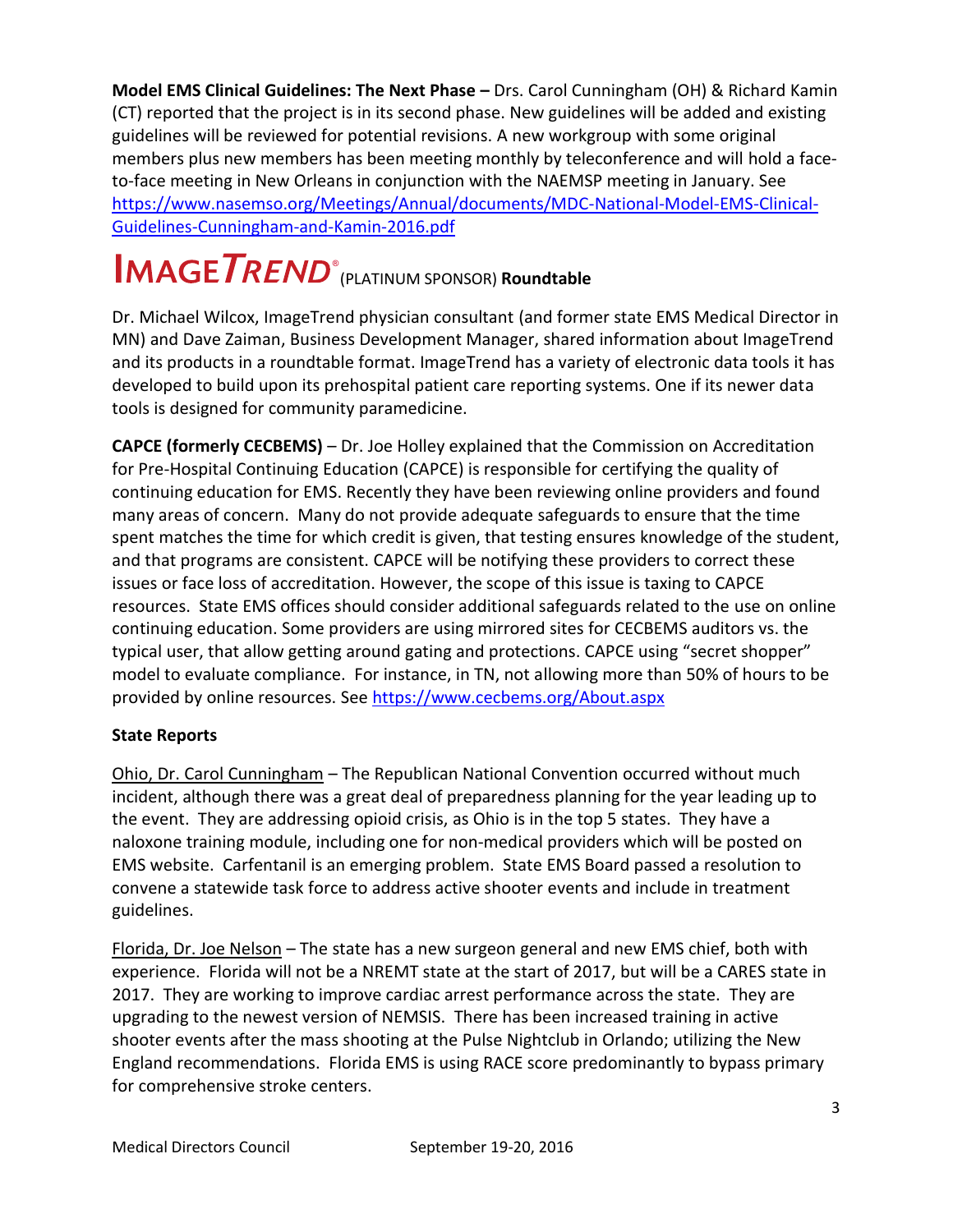**Model EMS Clinical Guidelines: The Next Phase –** Drs. Carol Cunningham (OH) & Richard Kamin (CT) reported that the project is in its second phase. New guidelines will be added and existing guidelines will be reviewed for potential revisions. A new workgroup with some original members plus new members has been meeting monthly by teleconference and will hold a face-to-face meeting in New Orleans in conjunction with the NAEMSP meeting in January. See https://www.nasemso.org/Meetings/Annual/documents/MDC-National-Model-EMS-Clinical-Guidelines-Cunningham-and-Kamin-2016.pdf

## IMAGETREND® (PLATINUM SPONSOR) **Roundtable**

Dr. Michael Wilcox, ImageTrend physician consultant (and former state EMS Medical Director in MN) and Dave Zaiman, Business Development Manager, shared information about ImageTrend and its products in a roundtable format. ImageTrend has a variety of electronic data tools it has developed to build upon its prehospital patient care reporting systems. One if its newer data tools is designed for community paramedicine.

**CAPCE (formerly CECBEMS)** – Dr. Joe Holley explained that the Commission on Accreditation for Pre-Hospital Continuing Education (CAPCE) is responsible for certifying the quality of continuing education for EMS. Recently they have been reviewing online providers and found many areas of concern. Many do not provide adequate safeguards to ensure that the time spent matches the time for which credit is given, that testing ensures knowledge of the student, and that programs are consistent. CAPCE will be notifying these providers to correct these issues or face loss of accreditation. However, the scope of this issue is taxing to CAPCE resources. State EMS offices should consider additional safeguards related to the use on online continuing education. Some providers are using mirrored sites for CECBEMS auditors vs. the typical user, that allow getting around gating and protections. CAPCE using "secret shopper" model to evaluate compliance. For instance, in TN, not allowing more than 50% of hours to be provided by online resources. See https://www.cecbems.org/About.aspx

### State Reports

Ohio, Dr. Carol Cunningham – The Republican National Convention occurred without much incident, although there was a great deal of preparedness planning for the year leading up to the event. They are addressing opioid crisis, as Ohio is in the top 5 states. They have a naloxone training module, including one for non-medical providers which will be posted on EMS website. Carfentanil is an emerging problem. State EMS Board passed a resolution to convene a statewide task force to address active shooter events and include in treatment guidelines.

Florida, Dr. Joe Nelson – The state has a new surgeon general and new EMS chief, both with experience. Florida will not be a NREMT state at the start of 2017, but will be a CARES state in 2017. They are working to improve cardiac arrest performance across the state. They are upgrading to the newest version of NEMSIS. There has been increased training in active shooter events after the mass shooting at the Pulse Nightclub in Orlando; utilizing the New England recommendations. Florida EMS is using RACE score predominantly to bypass primary for comprehensive stroke centers.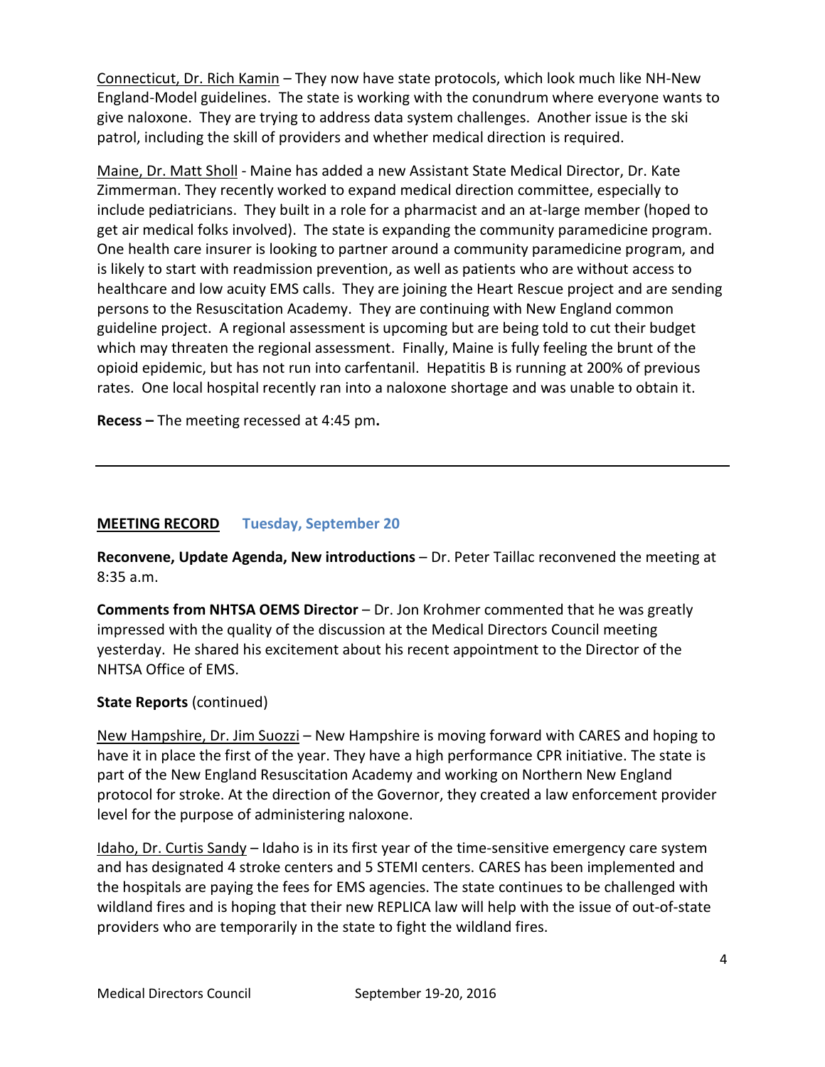Connecticut, Dr. Rich Kamin – They now have state protocols, which look much like NH-New England-Model guidelines. The state is working with the conundrum where everyone wants to give naloxone. They are trying to address data system challenges. Another issue is the ski patrol, including the skill of providers and whether medical direction is required.

Maine, Dr. Matt Sholl - Maine has added a new Assistant State Medical Director, Dr. Kate Zimmerman. They recently worked to expand medical direction committee, especially to include pediatricians. They built in a role for a pharmacist and an at-large member (hoped to get air medical folks involved). The state is expanding the community paramedicine program. One health care insurer is looking to partner around a community paramedicine program, and is likely to start with readmission prevention, as well as patients who are without access to healthcare and low acuity EMS calls. They are joining the Heart Rescue project and are sending persons to the Resuscitation Academy. They are continuing with New England common guideline project. A regional assessment is upcoming but are being told to cut their budget which may threaten the regional assessment. Finally, Maine is fully feeling the brunt of the opioid epidemic, but has not run into carfentanil. Hepatitis B is running at 200% of previous rates. One local hospital recently ran into a naloxone shortage and was unable to obtain it.

**Recess –** The meeting recessed at 4:45 pm**.**

---

## MEETING RECORD Tuesday, September 20

**Reconvene, Update Agenda, New introductions** – Dr. Peter Taillac reconvened the meeting at 8:35 a.m.

**Comments from NHTSA OEMS Director** – Dr. Jon Krohmer commented that he was greatly impressed with the quality of the discussion at the Medical Directors Council meeting yesterday. He shared his excitement about his recent appointment to the Director of the NHTSA Office of EMS.

**State Reports** (continued)

New Hampshire, Dr. Jim Suozzi – New Hampshire is moving forward with CARES and hoping to have it in place the first of the year. They have a high performance CPR initiative. The state is part of the New England Resuscitation Academy and working on Northern New England protocol for stroke. At the direction of the Governor, they created a law enforcement provider level for the purpose of administering naloxone.

Idaho, Dr. Curtis Sandy – Idaho is in its first year of the time-sensitive emergency care system and has designated 4 stroke centers and 5 STEMI centers. CARES has been implemented and the hospitals are paying the fees for EMS agencies. The state continues to be challenged with wildland fires and is hoping that their new REPLICA law will help with the issue of out-of-state providers who are temporarily in the state to fight the wildland fires.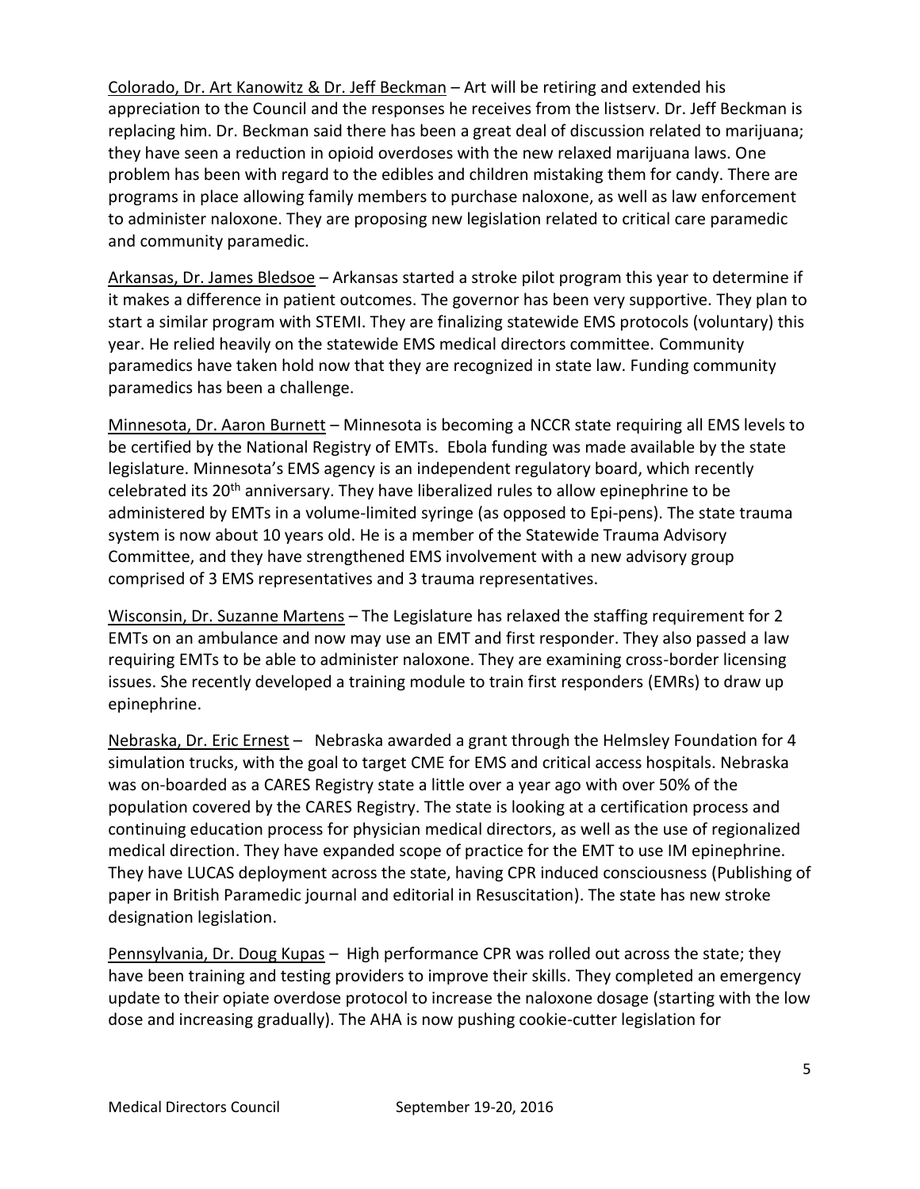<u>Colorado, Dr. Art Kanowitz & Dr. Jeff Beckman</u> – Art will be retiring and extended his appreciation to the Council and the responses he receives from the listserv. Dr. Jeff Beckman is replacing him. Dr. Beckman said there has been a great deal of discussion related to marijuana; they have seen a reduction in opioid overdoses with the new relaxed marijuana laws. One problem has been with regard to the edibles and children mistaking them for candy. There are programs in place allowing family members to purchase naloxone, as well as law enforcement to administer naloxone. They are proposing new legislation related to critical care paramedic and community paramedic.

<u>Arkansas, Dr. James Bledsoe</u> – Arkansas started a stroke pilot program this year to determine if it makes a difference in patient outcomes. The governor has been very supportive. They plan to start a similar program with STEMI. They are finalizing statewide EMS protocols (voluntary) this year. He relied heavily on the statewide EMS medical directors committee. Community paramedics have taken hold now that they are recognized in state law. Funding community paramedics has been a challenge.

<u>Minnesota, Dr. Aaron Burnett</u> – Minnesota is becoming a NCCR state requiring all EMS levels to be certified by the National Registry of EMTs. Ebola funding was made available by the state legislature. Minnesota's EMS agency is an independent regulatory board, which recently celebrated its 20th anniversary. They have liberalized rules to allow epinephrine to be administered by EMTs in a volume-limited syringe (as opposed to Epi-pens). The state trauma system is now about 10 years old. He is a member of the Statewide Trauma Advisory Committee, and they have strengthened EMS involvement with a new advisory group comprised of 3 EMS representatives and 3 trauma representatives.

<u>Wisconsin, Dr. Suzanne Martens</u> – The Legislature has relaxed the staffing requirement for 2 EMTs on an ambulance and now may use an EMT and first responder. They also passed a law requiring EMTs to be able to administer naloxone. They are examining cross-border licensing issues. She recently developed a training module to train first responders (EMRs) to draw up epinephrine.

<u>Nebraska, Dr. Eric Ernest</u> – Nebraska awarded a grant through the Helmsley Foundation for 4 simulation trucks, with the goal to target CME for EMS and critical access hospitals. Nebraska was on-boarded as a CARES Registry state a little over a year ago with over 50% of the population covered by the CARES Registry. The state is looking at a certification process and continuing education process for physician medical directors, as well as the use of regionalized medical direction. They have expanded scope of practice for the EMT to use IM epinephrine. They have LUCAS deployment across the state, having CPR induced consciousness (Publishing of paper in British Paramedic journal and editorial in Resuscitation). The state has new stroke designation legislation.

<u>Pennsylvania, Dr. Doug Kupas</u> – High performance CPR was rolled out across the state; they have been training and testing providers to improve their skills. They completed an emergency update to their opiate overdose protocol to increase the naloxone dosage (starting with the low dose and increasing gradually). The AHA is now pushing cookie-cutter legislation for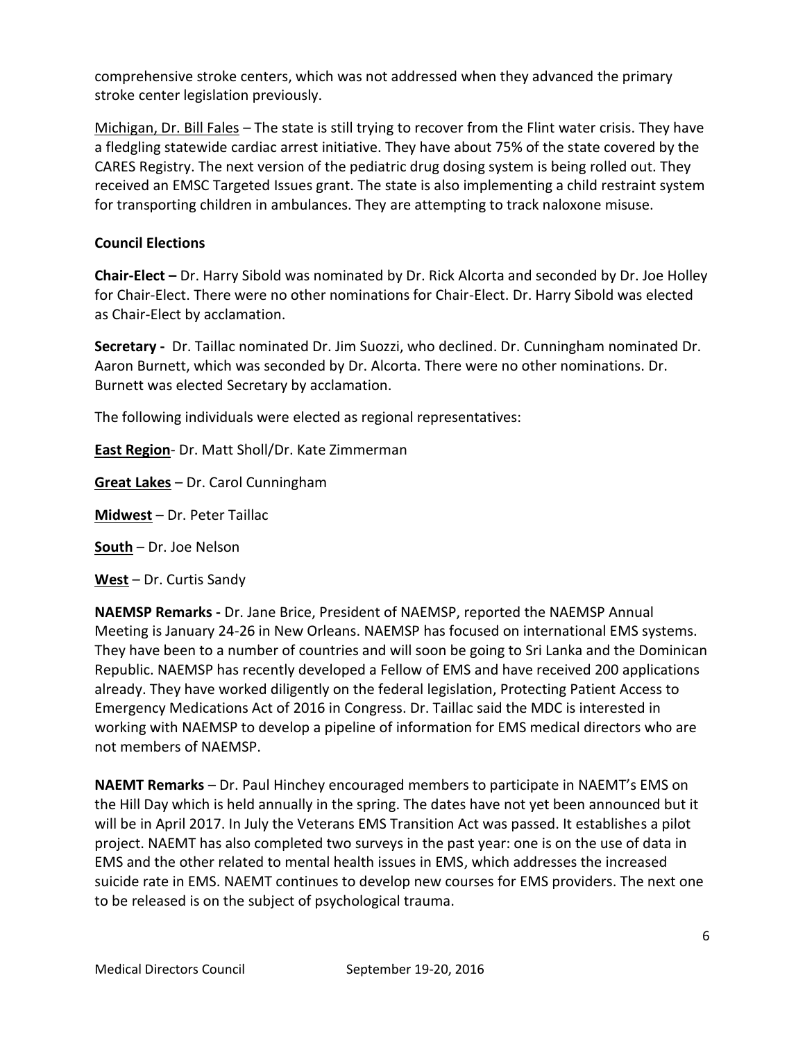comprehensive stroke centers, which was not addressed when they advanced the primary stroke center legislation previously.

Michigan, Dr. Bill Fales – The state is still trying to recover from the Flint water crisis. They have a fledgling statewide cardiac arrest initiative. They have about 75% of the state covered by the CARES Registry. The next version of the pediatric drug dosing system is being rolled out. They received an EMSC Targeted Issues grant. The state is also implementing a child restraint system for transporting children in ambulances. They are attempting to track naloxone misuse.

**Council Elections**

**Chair-Elect –** Dr. Harry Sibold was nominated by Dr. Rick Alcorta and seconded by Dr. Joe Holley for Chair-Elect. There were no other nominations for Chair-Elect. Dr. Harry Sibold was elected as Chair-Elect by acclamation.

**Secretary -** Dr. Taillac nominated Dr. Jim Suozzi, who declined. Dr. Cunningham nominated Dr. Aaron Burnett, which was seconded by Dr. Alcorta. There were no other nominations. Dr. Burnett was elected Secretary by acclamation.

The following individuals were elected as regional representatives:

**East Region**- Dr. Matt Sholl/Dr. Kate Zimmerman

**Great Lakes** – Dr. Carol Cunningham

**Midwest** – Dr. Peter Taillac

**South** – Dr. Joe Nelson

**West** – Dr. Curtis Sandy

**NAEMSP Remarks -** Dr. Jane Brice, President of NAEMSP, reported the NAEMSP Annual Meeting is January 24-26 in New Orleans. NAEMSP has focused on international EMS systems. They have been to a number of countries and will soon be going to Sri Lanka and the Dominican Republic. NAEMSP has recently developed a Fellow of EMS and have received 200 applications already. They have worked diligently on the federal legislation, Protecting Patient Access to Emergency Medications Act of 2016 in Congress. Dr. Taillac said the MDC is interested in working with NAEMSP to develop a pipeline of information for EMS medical directors who are not members of NAEMSP.

**NAEMT Remarks** – Dr. Paul Hinchey encouraged members to participate in NAEMT's EMS on the Hill Day which is held annually in the spring. The dates have not yet been announced but it will be in April 2017. In July the Veterans EMS Transition Act was passed. It establishes a pilot project. NAEMT has also completed two surveys in the past year: one is on the use of data in EMS and the other related to mental health issues in EMS, which addresses the increased suicide rate in EMS. NAEMT continues to develop new courses for EMS providers. The next one to be released is on the subject of psychological trauma.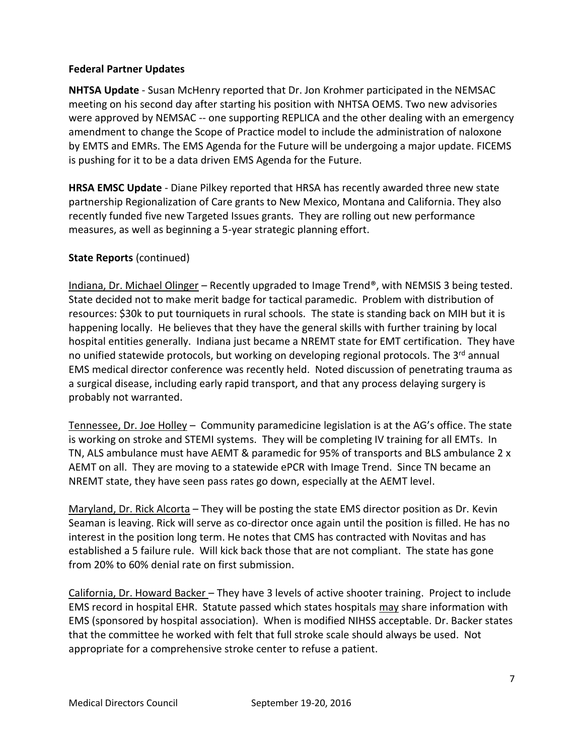### Federal Partner Updates

**NHTSA Update** - Susan McHenry reported that Dr. Jon Krohmer participated in the NEMSAC meeting on his second day after starting his position with NHTSA OEMS. Two new advisories were approved by NEMSAC -- one supporting REPLICA and the other dealing with an emergency amendment to change the Scope of Practice model to include the administration of naloxone by EMTS and EMRs. The EMS Agenda for the Future will be undergoing a major update. FICEMS is pushing for it to be a data driven EMS Agenda for the Future.

**HRSA EMSC Update** - Diane Pilkey reported that HRSA has recently awarded three new state partnership Regionalization of Care grants to New Mexico, Montana and California. They also recently funded five new Targeted Issues grants. They are rolling out new performance measures, as well as beginning a 5-year strategic planning effort.

### State Reports (continued)

<u>Indiana, Dr. Michael Olinger</u> – Recently upgraded to Image Trend®, with NEMSIS 3 being tested. State decided not to make merit badge for tactical paramedic. Problem with distribution of resources: $30k to put tourniquets in rural schools. The state is standing back on MIH but it is happening locally. He believes that they have the general skills with further training by local hospital entities generally. Indiana just became a NREMT state for EMT certification. They have no unified statewide protocols, but working on developing regional protocols. The 3rd annual EMS medical director conference was recently held. Noted discussion of penetrating trauma as a surgical disease, including early rapid transport, and that any process delaying surgery is probably not warranted.

<u>Tennessee, Dr. Joe Holley</u> – Community paramedicine legislation is at the AG's office. The state is working on stroke and STEMI systems. They will be completing IV training for all EMTs. In TN, ALS ambulance must have AEMT & paramedic for 95% of transports and BLS ambulance 2 x AEMT on all. They are moving to a statewide ePCR with Image Trend. Since TN became an NREMT state, they have seen pass rates go down, especially at the AEMT level.

<u>Maryland, Dr. Rick Alcorta</u> – They will be posting the state EMS director position as Dr. Kevin Seaman is leaving. Rick will serve as co-director once again until the position is filled. He has no interest in the position long term. He notes that CMS has contracted with Novitas and has established a 5 failure rule. Will kick back those that are not compliant. The state has gone from 20% to 60% denial rate on first submission.

<u>California, Dr. Howard Backer</u> – They have 3 levels of active shooter training. Project to include EMS record in hospital EHR. Statute passed which states hospitals <u>may</u> share information with EMS (sponsored by hospital association). When is modified NIHSS acceptable. Dr. Backer states that the committee he worked with felt that full stroke scale should always be used. Not appropriate for a comprehensive stroke center to refuse a patient.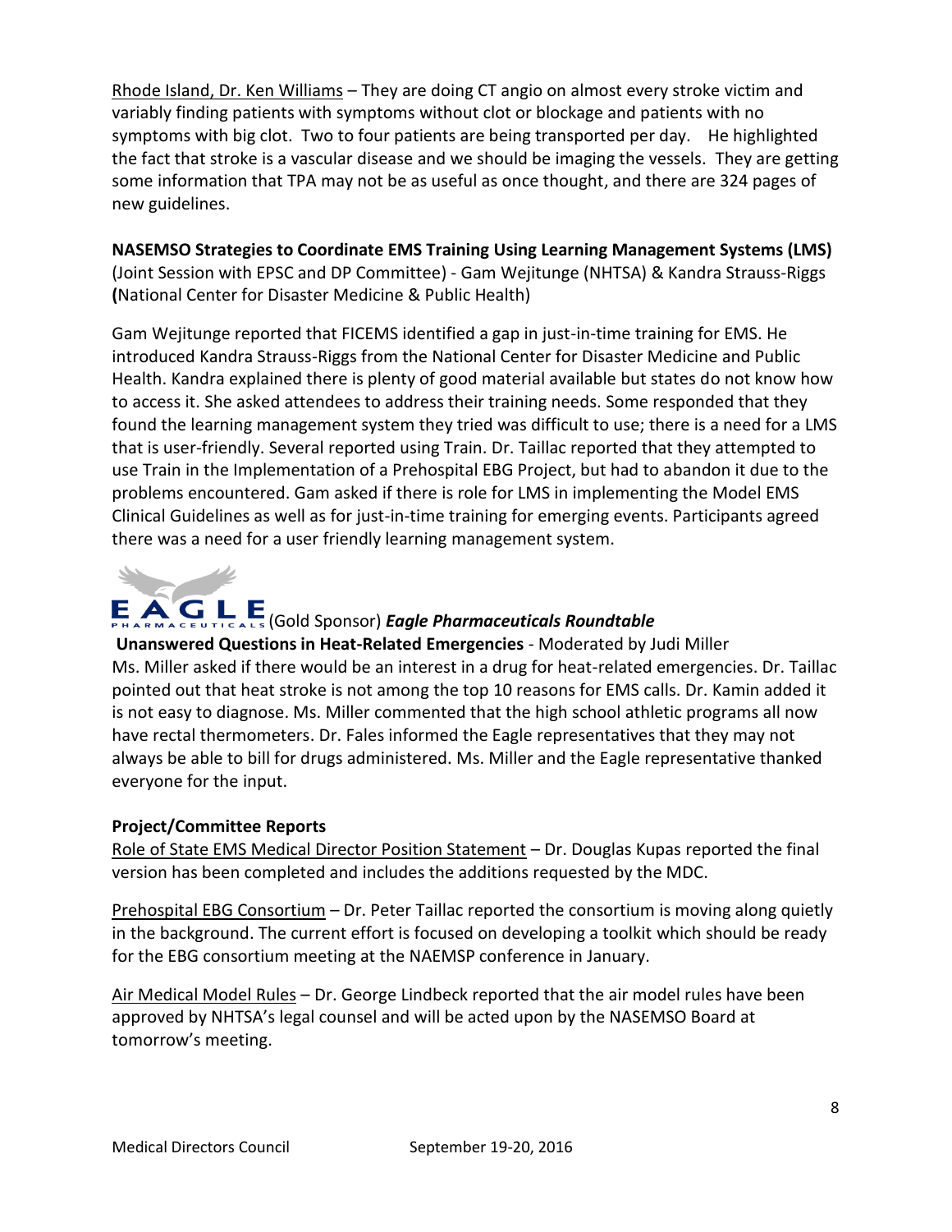Rhode Island, Dr. Ken Williams – They are doing CT angio on almost every stroke victim and variably finding patients with symptoms without clot or blockage and patients with no symptoms with big clot. Two to four patients are being transported per day. He highlighted the fact that stroke is a vascular disease and we should be imaging the vessels. They are getting some information that TPA may not be as useful as once thought, and there are 324 pages of new guidelines.

**NASEMSO Strategies to Coordinate EMS Training Using Learning Management Systems (LMS)** (Joint Session with EPSC and DP Committee) - Gam Wejitunge (NHTSA) & Kandra Strauss-Riggs **(**National Center for Disaster Medicine & Public Health)

Gam Wejitunge reported that FICEMS identified a gap in just-in-time training for EMS. He introduced Kandra Strauss-Riggs from the National Center for Disaster Medicine and Public Health. Kandra explained there is plenty of good material available but states do not know how to access it. She asked attendees to address their training needs. Some responded that they found the learning management system they tried was difficult to use; there is a need for a LMS that is user-friendly. Several reported using Train. Dr. Taillac reported that they attempted to use Train in the Implementation of a Prehospital EBG Project, but had to abandon it due to the problems encountered. Gam asked if there is role for LMS in implementing the Model EMS Clinical Guidelines as well as for just-in-time training for emerging events. Participants agreed there was a need for a user friendly learning management system.

EAGLE PHARMACEUTICALS (Gold Sponsor) ***Eagle Pharmaceuticals Roundtable***

**Unanswered Questions in Heat-Related Emergencies** - Moderated by Judi Miller
Ms. Miller asked if there would be an interest in a drug for heat-related emergencies. Dr. Taillac pointed out that heat stroke is not among the top 10 reasons for EMS calls. Dr. Kamin added it is not easy to diagnose. Ms. Miller commented that the high school athletic programs all now have rectal thermometers. Dr. Fales informed the Eagle representatives that they may not always be able to bill for drugs administered. Ms. Miller and the Eagle representative thanked everyone for the input.

**Project/Committee Reports**

Role of State EMS Medical Director Position Statement – Dr. Douglas Kupas reported the final version has been completed and includes the additions requested by the MDC.

Prehospital EBG Consortium – Dr. Peter Taillac reported the consortium is moving along quietly in the background. The current effort is focused on developing a toolkit which should be ready for the EBG consortium meeting at the NAEMSP conference in January.

Air Medical Model Rules – Dr. George Lindbeck reported that the air model rules have been approved by NHTSA's legal counsel and will be acted upon by the NASEMSO Board at tomorrow's meeting.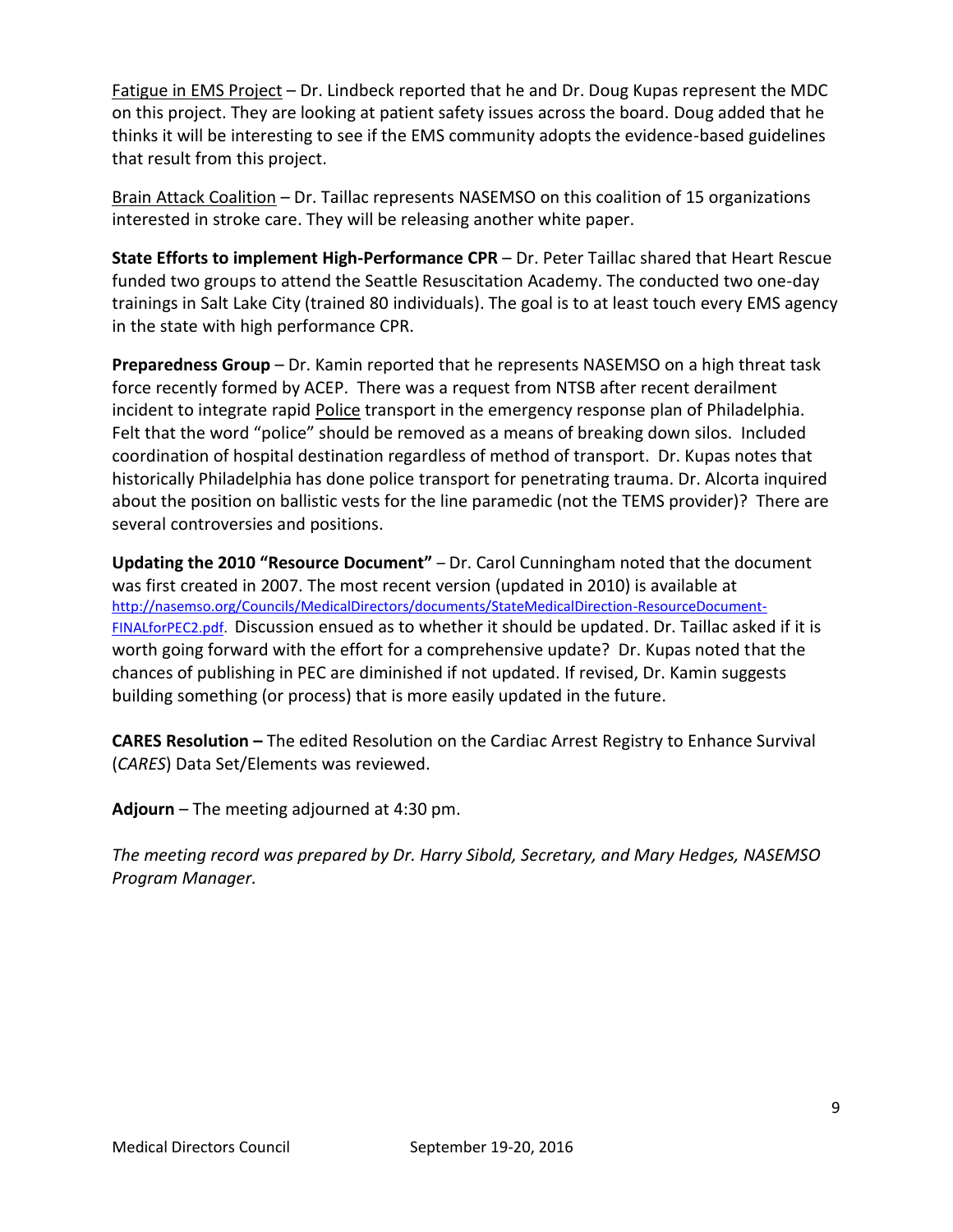Fatigue in EMS Project – Dr. Lindbeck reported that he and Dr. Doug Kupas represent the MDC on this project. They are looking at patient safety issues across the board. Doug added that he thinks it will be interesting to see if the EMS community adopts the evidence-based guidelines that result from this project.

Brain Attack Coalition – Dr. Taillac represents NASEMSO on this coalition of 15 organizations interested in stroke care. They will be releasing another white paper.

**State Efforts to implement High-Performance CPR** – Dr. Peter Taillac shared that Heart Rescue funded two groups to attend the Seattle Resuscitation Academy. The conducted two one-day trainings in Salt Lake City (trained 80 individuals). The goal is to at least touch every EMS agency in the state with high performance CPR.

**Preparedness Group** – Dr. Kamin reported that he represents NASEMSO on a high threat task force recently formed by ACEP. There was a request from NTSB after recent derailment incident to integrate rapid Police transport in the emergency response plan of Philadelphia. Felt that the word "police" should be removed as a means of breaking down silos. Included coordination of hospital destination regardless of method of transport. Dr. Kupas notes that historically Philadelphia has done police transport for penetrating trauma. Dr. Alcorta inquired about the position on ballistic vests for the line paramedic (not the TEMS provider)? There are several controversies and positions.

**Updating the 2010 "Resource Document"** – Dr. Carol Cunningham noted that the document was first created in 2007. The most recent version (updated in 2010) is available at http://nasemso.org/Councils/MedicalDirectors/documents/StateMedicalDirection-ResourceDocument-FINALforPEC2.pdf. Discussion ensued as to whether it should be updated. Dr. Taillac asked if it is worth going forward with the effort for a comprehensive update? Dr. Kupas noted that the chances of publishing in PEC are diminished if not updated. If revised, Dr. Kamin suggests building something (or process) that is more easily updated in the future.

**CARES Resolution –** The edited Resolution on the Cardiac Arrest Registry to Enhance Survival (*CARES*) Data Set/Elements was reviewed.

**Adjourn** – The meeting adjourned at 4:30 pm.

*The meeting record was prepared by Dr. Harry Sibold, Secretary, and Mary Hedges, NASEMSO Program Manager.*